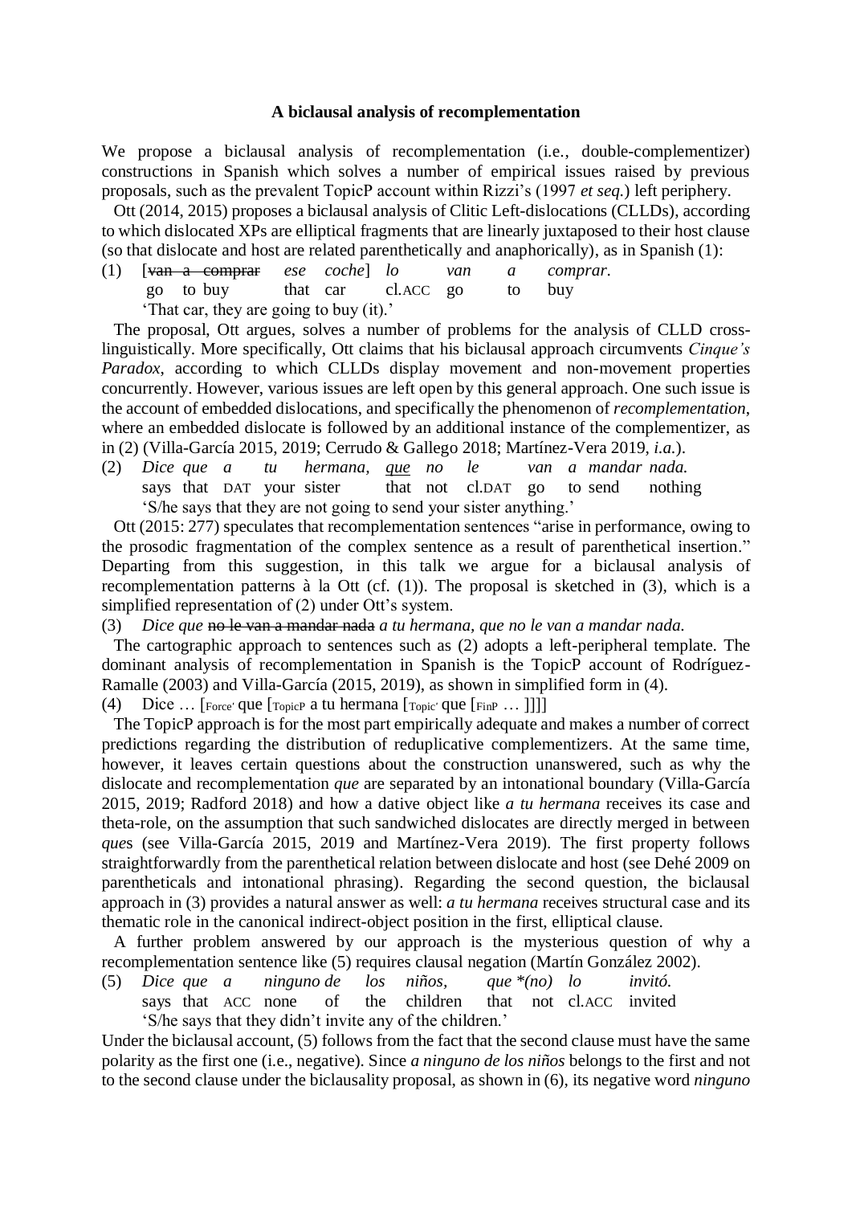**A biclausal analysis of recomplementation**

We propose a biclausal analysis of recomplementation (i.e., double-complementizer) constructions in Spanish which solves a number of empirical issues raised by previous proposals, such as the prevalent TopicP account within Rizzi's (1997 *et seq.*) left periphery.

Ott (2014, 2015) proposes a biclausal analysis of Clitic Left-dislocations (CLLDs), according to which dislocated XPs are elliptical fragments that are linearly juxtaposed to their host clause (so that dislocate and host are related parenthetically and anaphorically), as in Spanish (1):

(1) [~~van a comprar~~ *ese coche*] *lo van a comprar.*
go to buy that car cl.ACC go to buy
'That car, they are going to buy (it).'

The proposal, Ott argues, solves a number of problems for the analysis of CLLD cross-linguistically. More specifically, Ott claims that his biclausal approach circumvents *Cinque's Paradox*, according to which CLLDs display movement and non-movement properties concurrently. However, various issues are left open by this general approach. One such issue is the account of embedded dislocations, and specifically the phenomenon of *recomplementation*, where an embedded dislocate is followed by an additional instance of the complementizer, as in (2) (Villa-García 2015, 2019; Cerrudo & Gallego 2018; Martínez-Vera 2019, *i.a.*).

(2) *Dice que a tu hermana, <u>que</u> no le van a mandar nada.*
says that DAT your sister that not cl.DAT go to send nothing
'S/he says that they are not going to send your sister anything.'

Ott (2015: 277) speculates that recomplementation sentences "arise in performance, owing to the prosodic fragmentation of the complex sentence as a result of parenthetical insertion." Departing from this suggestion, in this talk we argue for a biclausal analysis of recomplementation patterns à la Ott (cf. (1)). The proposal is sketched in (3), which is a simplified representation of (2) under Ott's system.

(3) *Dice que* ~~no le van a mandar nada~~ *a tu hermana, que no le van a mandar nada.*

The cartographic approach to sentences such as (2) adopts a left-peripheral template. The dominant analysis of recomplementation in Spanish is the TopicP account of Rodríguez-Ramalle (2003) and Villa-García (2015, 2019), as shown in simplified form in (4).

(4) Dice … [$_{\text{Force'}}$ que [$_{\text{TopicP}}$ a tu hermana [$_{\text{Topic'}}$ que [$_{\text{FinP}}$ … ]]]]

The TopicP approach is for the most part empirically adequate and makes a number of correct predictions regarding the distribution of reduplicative complementizers. At the same time, however, it leaves certain questions about the construction unanswered, such as why the dislocate and recomplementation *que* are separated by an intonational boundary (Villa-García 2015, 2019; Radford 2018) and how a dative object like *a tu hermana* receives its case and theta-role, on the assumption that such sandwiched dislocates are directly merged in between *que*s (see Villa-García 2015, 2019 and Martínez-Vera 2019). The first property follows straightforwardly from the parenthetical relation between dislocate and host (see Dehé 2009 on parentheticals and intonational phrasing). Regarding the second question, the biclausal approach in (3) provides a natural answer as well: *a tu hermana* receives structural case and its thematic role in the canonical indirect-object position in the first, elliptical clause.

A further problem answered by our approach is the mysterious question of why a recomplementation sentence like (5) requires clausal negation (Martín González 2002).

(5) *Dice que a ninguno de los niños, que \*(no) lo invitó.*
says that ACC none of the children that not cl.ACC invited
'S/he says that they didn't invite any of the children.'

Under the biclausal account, (5) follows from the fact that the second clause must have the same polarity as the first one (i.e., negative). Since *a ninguno de los niños* belongs to the first and not to the second clause under the biclausality proposal, as shown in (6), its negative word *ninguno*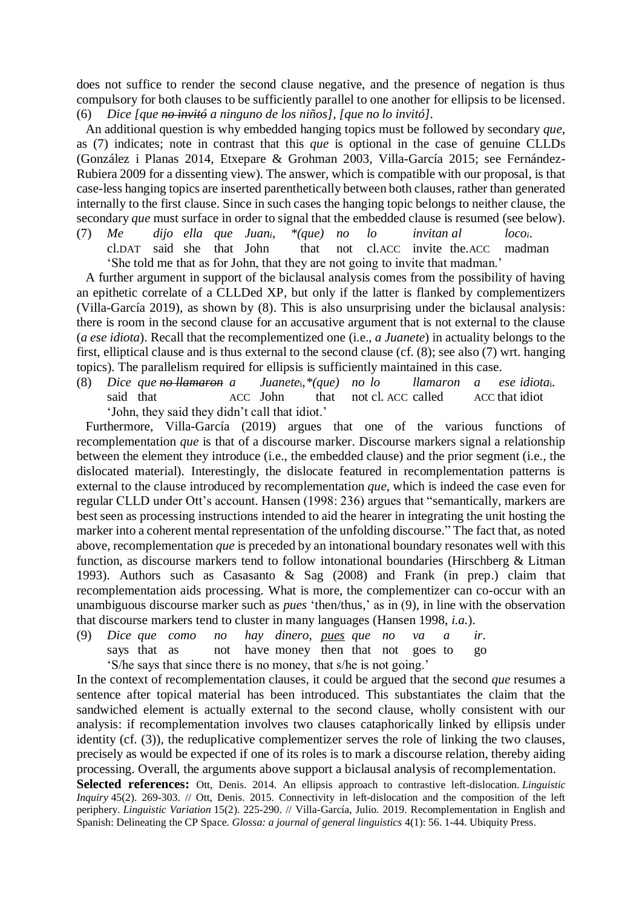does not suffice to render the second clause negative, and the presence of negation is thus compulsory for both clauses to be sufficiently parallel to one another for ellipsis to be licensed.

(6) *Dice [que ~~no invitó~~ a ninguno de los niños], [que no lo invitó].*

An additional question is why embedded hanging topics must be followed by secondary *que*, as (7) indicates; note in contrast that this *que* is optional in the case of genuine CLLDs (González i Planas 2014, Etxepare & Grohman 2003, Villa-García 2015; see Fernández-Rubiera 2009 for a dissenting view). The answer, which is compatible with our proposal, is that case-less hanging topics are inserted parenthetically between both clauses, rather than generated internally to the first clause. Since in such cases the hanging topic belongs to neither clause, the secondary *que* must surface in order to signal that the embedded clause is resumed (see below).

(7) *Me dijo ella que Juan$_i$, \*(que) no lo invitan al loco$_i$.*
cl.DAT said she that John that not cl.ACC invite the.ACC madman
'She told me that as for John, that they are not going to invite that madman.'

A further argument in support of the biclausal analysis comes from the possibility of having an epithetic correlate of a CLLDed XP, but only if the latter is flanked by complementizers (Villa-García 2019), as shown by (8). This is also unsurprising under the biclausal analysis: there is room in the second clause for an accusative argument that is not external to the clause (*a ese idiota*). Recall that the recomplementized one (i.e., *a Juanete*) in actuality belongs to the first, elliptical clause and is thus external to the second clause (cf. (8); see also (7) wrt. hanging topics). The parallelism required for ellipsis is sufficiently maintained in this case.

(8) *Dice que ~~no llamaron~~ a Juanete$_i$, \*(que) no lo llamaron a ese idiota$_i$.*
said that ACC John that not cl. ACC called ACC that idiot
'John, they said they didn't call that idiot.'

Furthermore, Villa-García (2019) argues that one of the various functions of recomplementation *que* is that of a discourse marker. Discourse markers signal a relationship between the element they introduce (i.e., the embedded clause) and the prior segment (i.e., the dislocated material). Interestingly, the dislocate featured in recomplementation patterns is external to the clause introduced by recomplementation *que*, which is indeed the case even for regular CLLD under Ott's account. Hansen (1998: 236) argues that "semantically, markers are best seen as processing instructions intended to aid the hearer in integrating the unit hosting the marker into a coherent mental representation of the unfolding discourse." The fact that, as noted above, recomplementation *que* is preceded by an intonational boundary resonates well with this function, as discourse markers tend to follow intonational boundaries (Hirschberg & Litman 1993). Authors such as Casasanto & Sag (2008) and Frank (in prep.) claim that recomplementation aids processing. What is more, the complementizer can co-occur with an unambiguous discourse marker such as *pues* 'then/thus,' as in (9), in line with the observation that discourse markers tend to cluster in many languages (Hansen 1998, *i.a.*).

(9) *Dice que como no hay dinero, <u>pues</u> que no va a ir.*
says that as not have money then that not goes to go
'S/he says that since there is no money, that s/he is not going.'

In the context of recomplementation clauses, it could be argued that the second *que* resumes a sentence after topical material has been introduced. This substantiates the claim that the sandwiched element is actually external to the second clause, wholly consistent with our analysis: if recomplementation involves two clauses cataphorically linked by ellipsis under identity (cf. (3)), the reduplicative complementizer serves the role of linking the two clauses, precisely as would be expected if one of its roles is to mark a discourse relation, thereby aiding processing. Overall, the arguments above support a biclausal analysis of recomplementation.

**Selected references:** Ott, Denis. 2014. An ellipsis approach to contrastive left-dislocation. *Linguistic Inquiry* 45(2). 269-303. // Ott, Denis. 2015. Connectivity in left-dislocation and the composition of the left periphery. *Linguistic Variation* 15(2). 225-290. // Villa-García, Julio. 2019. Recomplementation in English and Spanish: Delineating the CP Space. *Glossa: a journal of general linguistics* 4(1): 56. 1-44. Ubiquity Press.